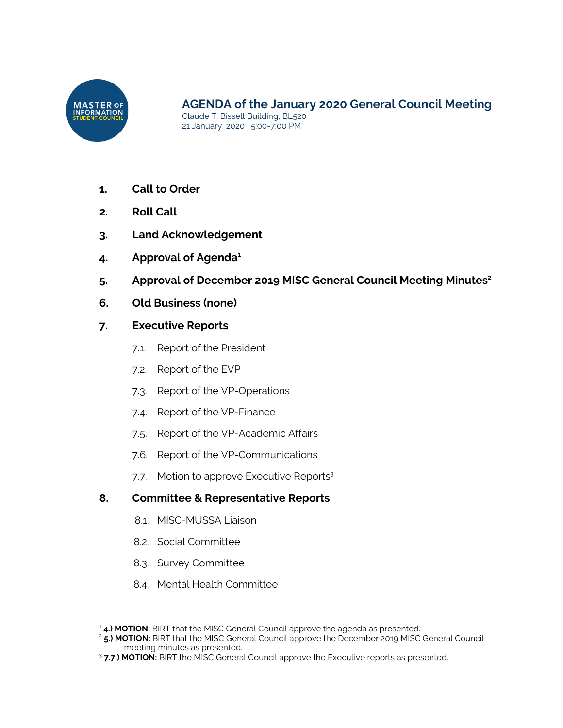# AGENDA of the January 2020 General Council Meeting

Claude T. Bissell Building, BL520
21 January, 2020 | 5:00-7:00 PM

1. **Call to Order**
2. **Roll Call**
3. **Land Acknowledgement**
4. **Approval of Agenda**[1]
5. **Approval of December 2019 MISC General Council Meeting Minutes**[2]
6. **Old Business (none)**
7. **Executive Reports**
   - 7.1. Report of the President
   - 7.2. Report of the EVP
   - 7.3. Report of the VP-Operations
   - 7.4. Report of the VP-Finance
   - 7.5. Report of the VP-Academic Affairs
   - 7.6. Report of the VP-Communications
   - 7.7. Motion to approve Executive Reports[3]
8. **Committee & Representative Reports**
   - 8.1. MISC-MUSSA Liaison
   - 8.2. Social Committee
   - 8.3. Survey Committee
   - 8.4. Mental Health Committee

---

[1] **4.) MOTION:** BIRT that the MISC General Council approve the agenda as presented.

[2] **5.) MOTION:** BIRT that the MISC General Council approve the December 2019 MISC General Council meeting minutes as presented.

[3] **7.7.) MOTION:** BIRT the MISC General Council approve the Executive reports as presented.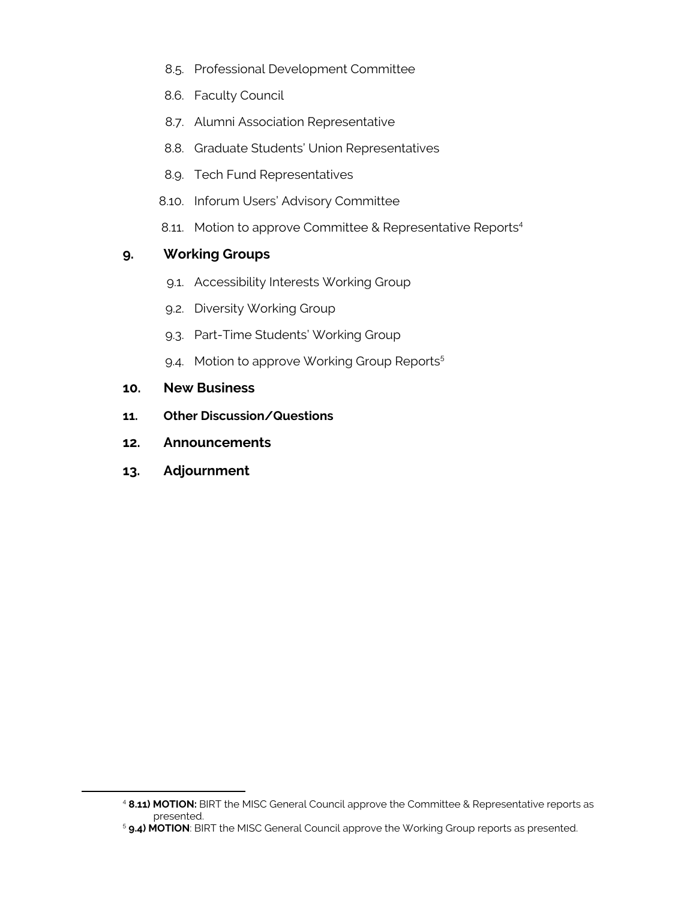- 8.5. Professional Development Committee
- 8.6. Faculty Council
- 8.7. Alumni Association Representative
- 8.8. Graduate Students' Union Representatives
- 8.9. Tech Fund Representatives
- 8.10. Inforum Users' Advisory Committee
- 8.11. Motion to approve Committee & Representative Reports[4]

**9. Working Groups**

- 9.1. Accessibility Interests Working Group
- 9.2. Diversity Working Group
- 9.3. Part-Time Students' Working Group
- 9.4. Motion to approve Working Group Reports[5]

**10. New Business**

**11. Other Discussion/Questions**

**12. Announcements**

**13. Adjournment**

---

[4] **8.11) MOTION:** BIRT the MISC General Council approve the Committee & Representative reports as presented.

[5] **9.4) MOTION**: BIRT the MISC General Council approve the Working Group reports as presented.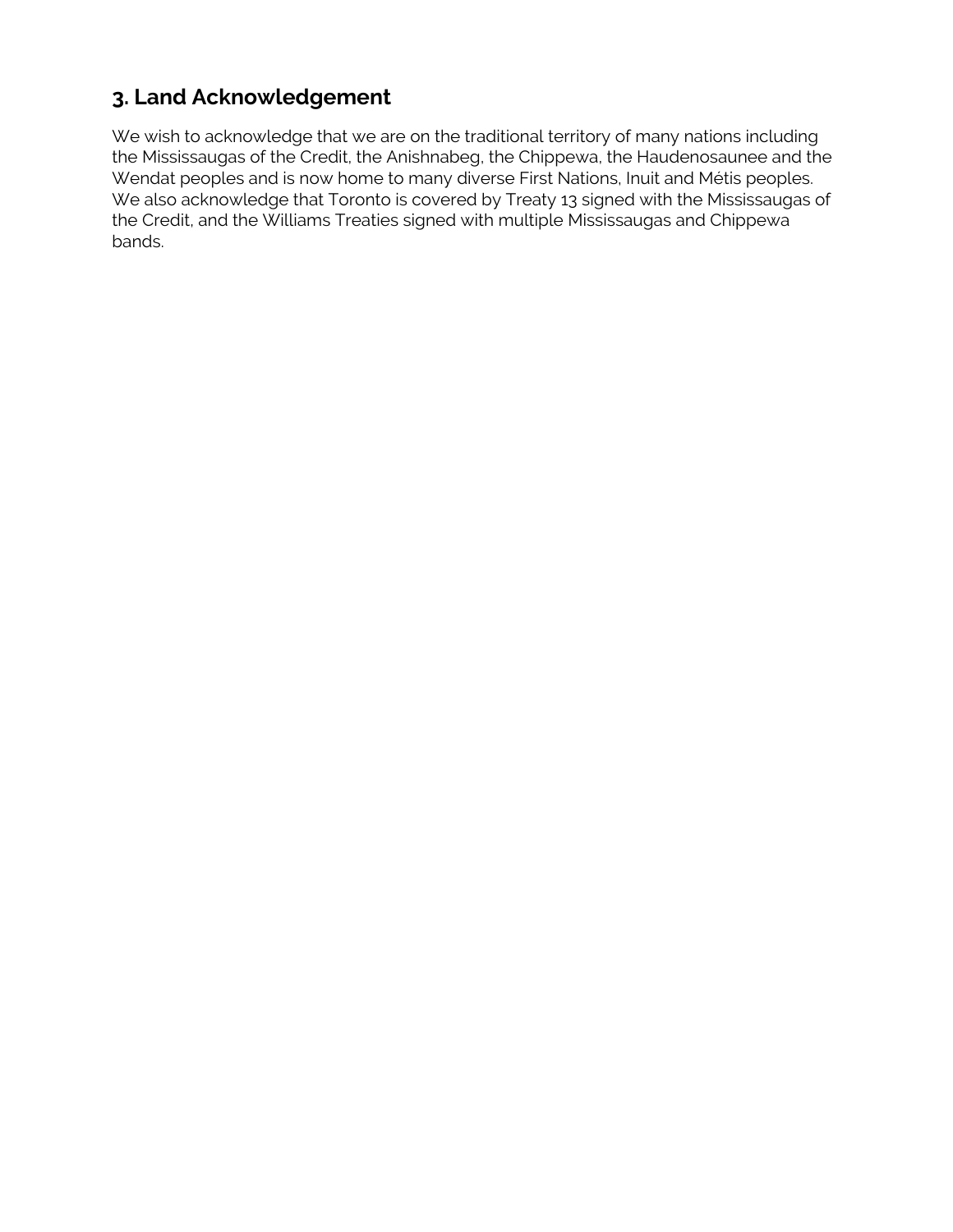## 3. Land Acknowledgement

We wish to acknowledge that we are on the traditional territory of many nations including the Mississaugas of the Credit, the Anishnabeg, the Chippewa, the Haudenosaunee and the Wendat peoples and is now home to many diverse First Nations, Inuit and Métis peoples. We also acknowledge that Toronto is covered by Treaty 13 signed with the Mississaugas of the Credit, and the Williams Treaties signed with multiple Mississaugas and Chippewa bands.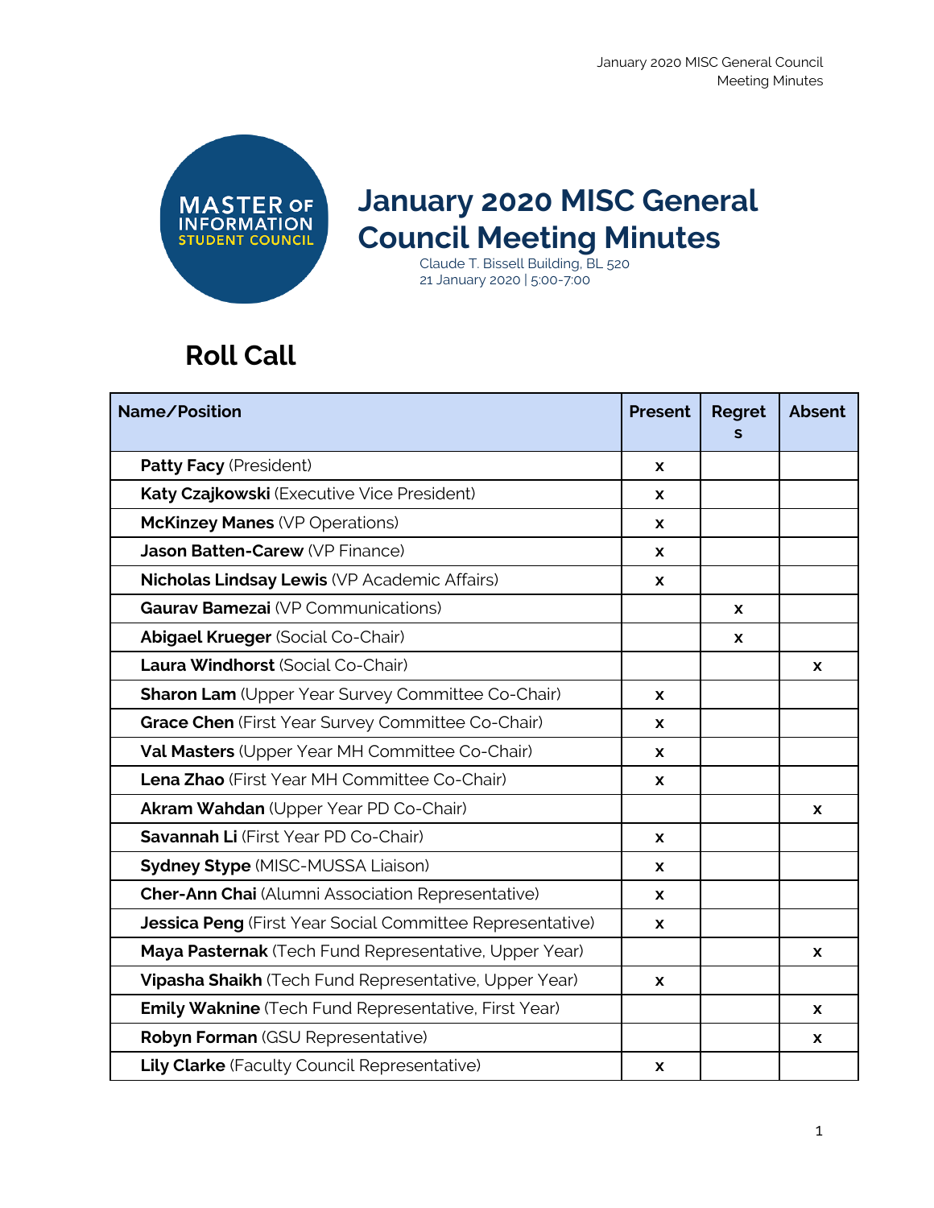# January 2020 MISC General Council Meeting Minutes

Claude T. Bissell Building, BL 520
21 January 2020 | 5:00-7:00

## Roll Call

| Name/Position | Present | Regrets | Absent |
|---|---|---|---|
| **Patty Facy** (President) | x | | |
| **Katy Czajkowski** (Executive Vice President) | x | | |
| **McKinzey Manes** (VP Operations) | x | | |
| **Jason Batten-Carew** (VP Finance) | x | | |
| **Nicholas Lindsay Lewis** (VP Academic Affairs) | x | | |
| **Gaurav Bamezai** (VP Communications) | | x | |
| **Abigael Krueger** (Social Co-Chair) | | x | |
| **Laura Windhorst** (Social Co-Chair) | | | x |
| **Sharon Lam** (Upper Year Survey Committee Co-Chair) | x | | |
| **Grace Chen** (First Year Survey Committee Co-Chair) | x | | |
| **Val Masters** (Upper Year MH Committee Co-Chair) | x | | |
| **Lena Zhao** (First Year MH Committee Co-Chair) | x | | |
| **Akram Wahdan** (Upper Year PD Co-Chair) | | | x |
| **Savannah Li** (First Year PD Co-Chair) | x | | |
| **Sydney Stype** (MISC-MUSSA Liaison) | x | | |
| **Cher-Ann Chai** (Alumni Association Representative) | x | | |
| **Jessica Peng** (First Year Social Committee Representative) | x | | |
| **Maya Pasternak** (Tech Fund Representative, Upper Year) | | | x |
| **Vipasha Shaikh** (Tech Fund Representative, Upper Year) | x | | |
| **Emily Waknine** (Tech Fund Representative, First Year) | | | x |
| **Robyn Forman** (GSU Representative) | | | x |
| **Lily Clarke** (Faculty Council Representative) | x | | |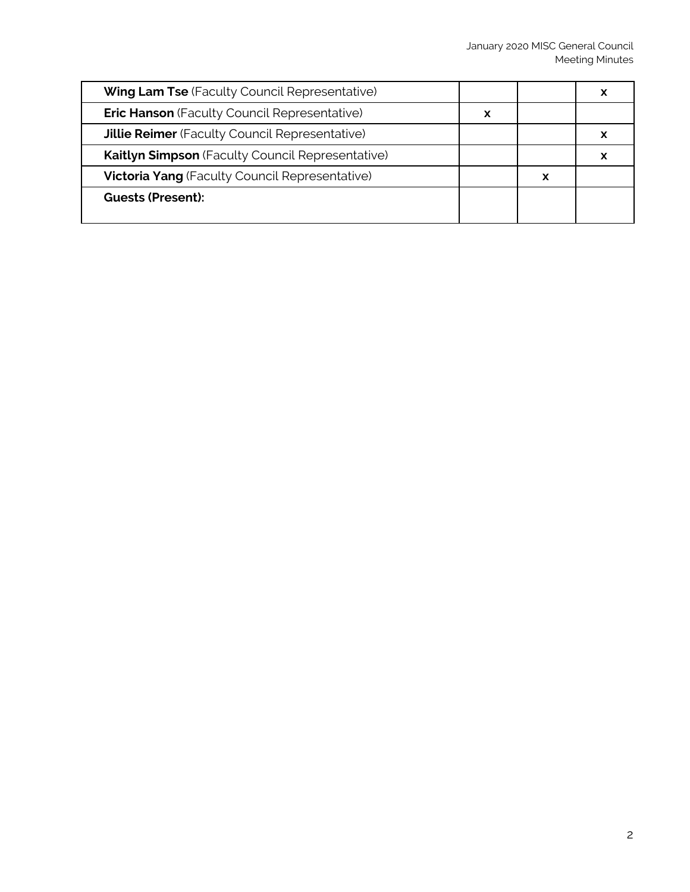| | | | |
|---|---|---|---|
| **Wing Lam Tse** (Faculty Council Representative) | | | x |
| **Eric Hanson** (Faculty Council Representative) | x | | |
| **Jillie Reimer** (Faculty Council Representative) | | | x |
| **Kaitlyn Simpson** (Faculty Council Representative) | | | x |
| **Victoria Yang** (Faculty Council Representative) | | x | |
| **Guests (Present):** | | | |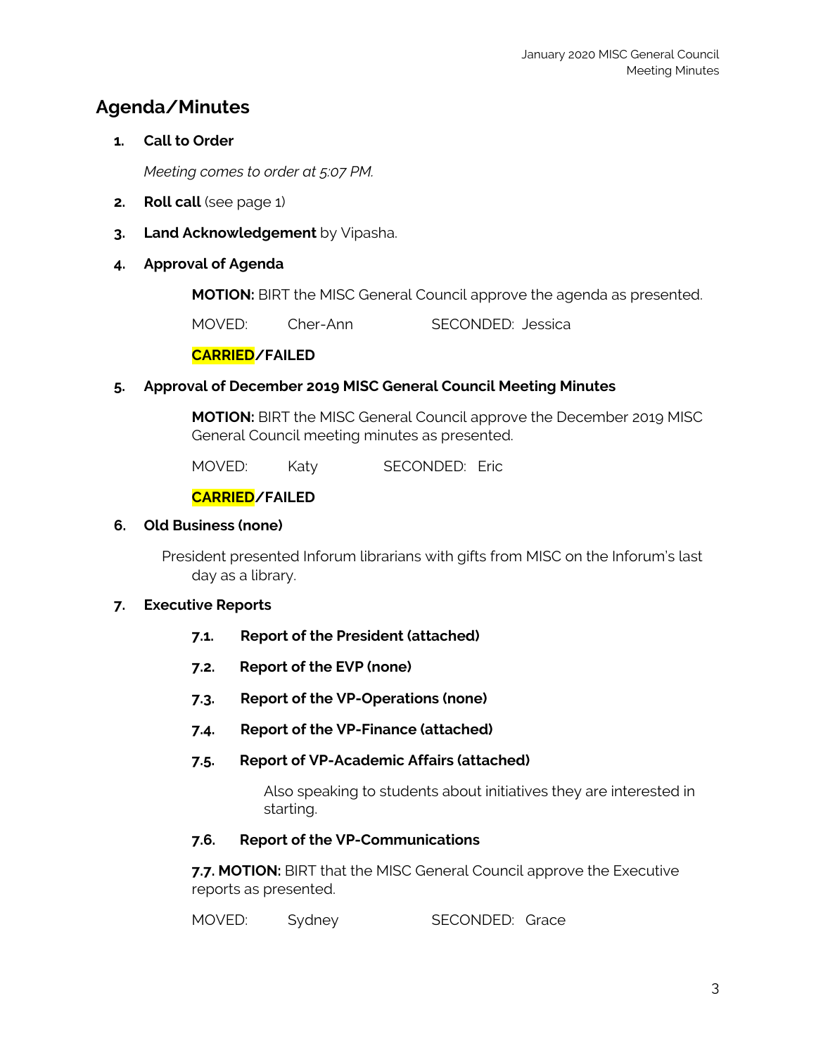## Agenda/Minutes

1. **Call to Order**

   *Meeting comes to order at 5:07 PM.*

2. **Roll call** (see page 1)

3. **Land Acknowledgement** by Vipasha.

4. **Approval of Agenda**

   **MOTION:** BIRT the MISC General Council approve the agenda as presented.

   MOVED: Cher-Ann SECONDED: Jessica

   **CARRIED/FAILED**

5. **Approval of December 2019 MISC General Council Meeting Minutes**

   **MOTION:** BIRT the MISC General Council approve the December 2019 MISC General Council meeting minutes as presented.

   MOVED: Katy SECONDED: Eric

   **CARRIED/FAILED**

6. **Old Business (none)**

   President presented Inforum librarians with gifts from MISC on the Inforum's last day as a library.

7. **Executive Reports**

   7.1. **Report of the President (attached)**

   7.2. **Report of the EVP (none)**

   7.3. **Report of the VP-Operations (none)**

   7.4. **Report of the VP-Finance (attached)**

   7.5. **Report of VP-Academic Affairs (attached)**

   Also speaking to students about initiatives they are interested in starting.

   7.6. **Report of the VP-Communications**

   **7.7. MOTION:** BIRT that the MISC General Council approve the Executive reports as presented.

   MOVED: Sydney SECONDED: Grace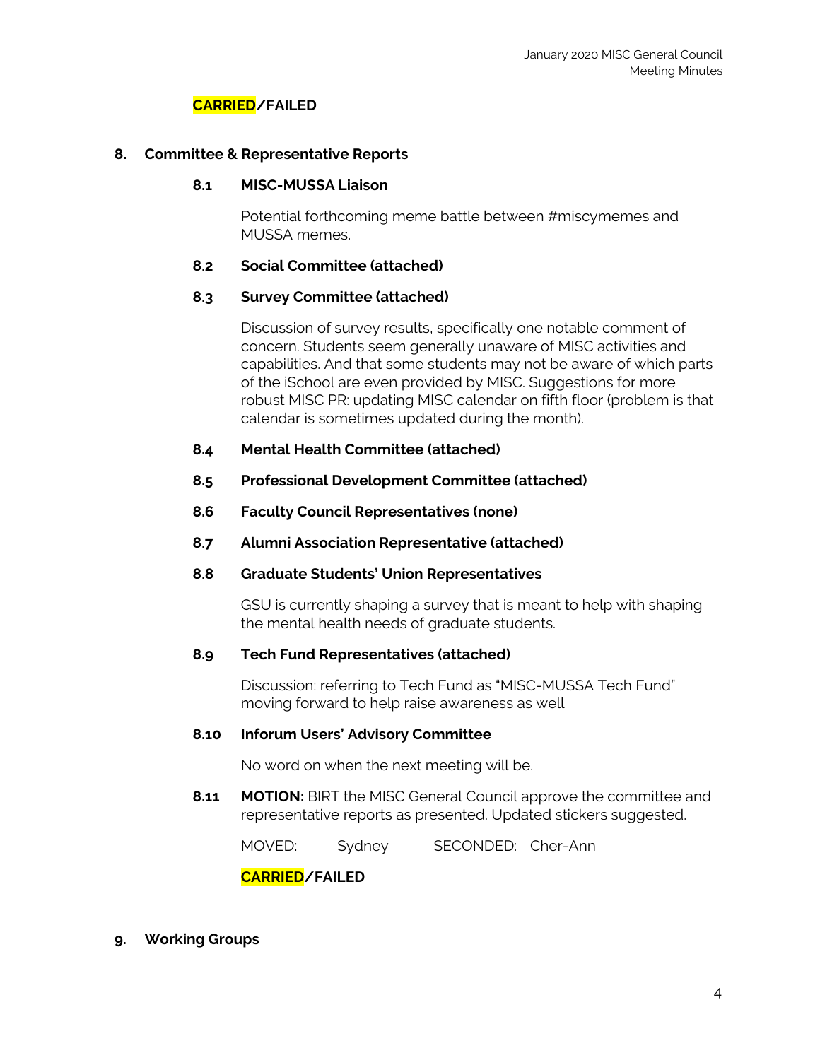**CARRIED/FAILED**

## 8. Committee & Representative Reports

### 8.1 MISC-MUSSA Liaison

Potential forthcoming meme battle between #miscymemes and MUSSA memes.

### 8.2 Social Committee (attached)

### 8.3 Survey Committee (attached)

Discussion of survey results, specifically one notable comment of concern. Students seem generally unaware of MISC activities and capabilities. And that some students may not be aware of which parts of the iSchool are even provided by MISC. Suggestions for more robust MISC PR: updating MISC calendar on fifth floor (problem is that calendar is sometimes updated during the month).

### 8.4 Mental Health Committee (attached)

### 8.5 Professional Development Committee (attached)

### 8.6 Faculty Council Representatives (none)

### 8.7 Alumni Association Representative (attached)

### 8.8 Graduate Students' Union Representatives

GSU is currently shaping a survey that is meant to help with shaping the mental health needs of graduate students.

### 8.9 Tech Fund Representatives (attached)

Discussion: referring to Tech Fund as "MISC-MUSSA Tech Fund" moving forward to help raise awareness as well

### 8.10 Inforum Users' Advisory Committee

No word on when the next meeting will be.

### 8.11 **MOTION:** BIRT the MISC General Council approve the committee and representative reports as presented. Updated stickers suggested.

MOVED: Sydney SECONDED: Cher-Ann

**CARRIED/FAILED**

## 9. Working Groups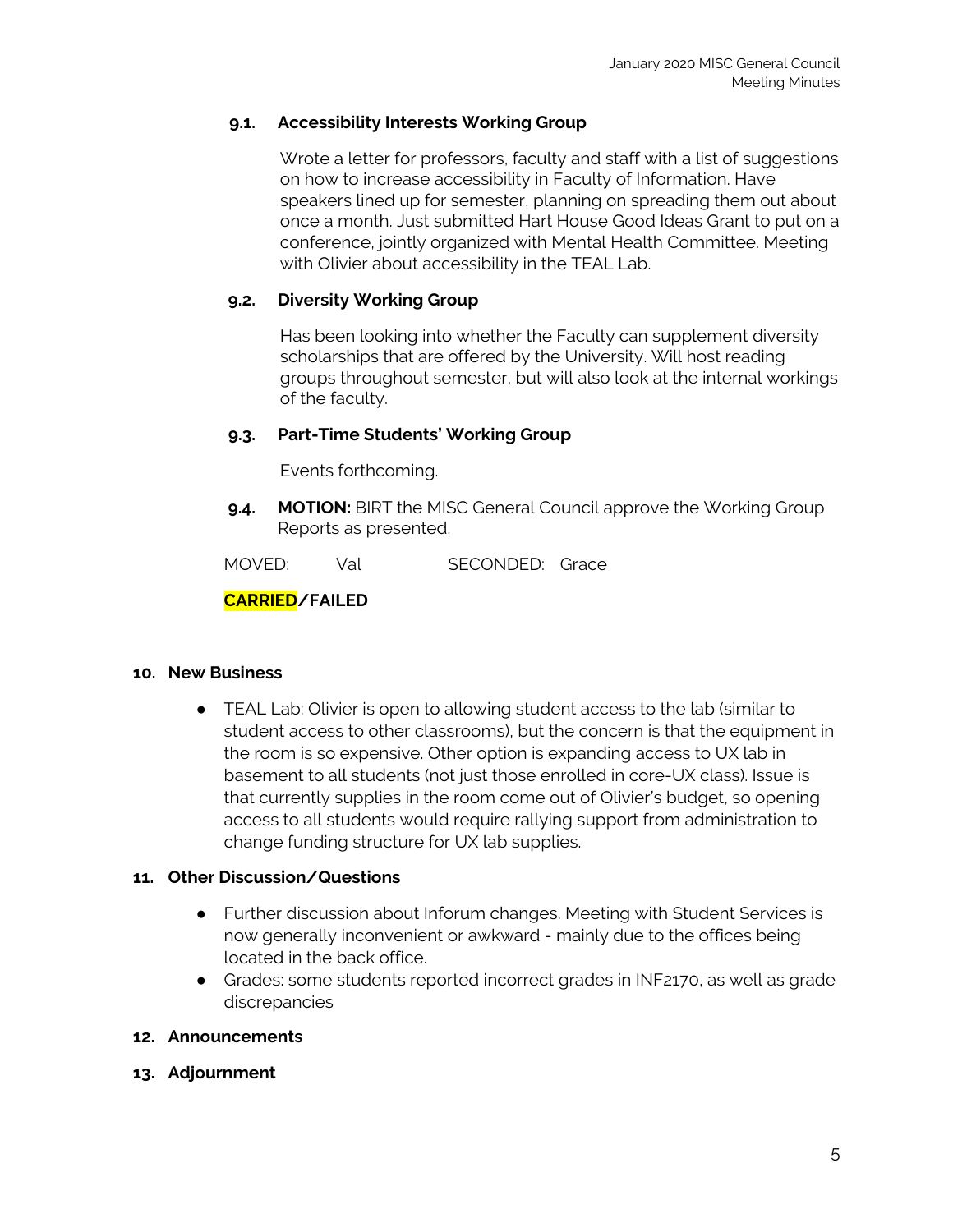### 9.1. Accessibility Interests Working Group

Wrote a letter for professors, faculty and staff with a list of suggestions on how to increase accessibility in Faculty of Information. Have speakers lined up for semester, planning on spreading them out about once a month. Just submitted Hart House Good Ideas Grant to put on a conference, jointly organized with Mental Health Committee. Meeting with Olivier about accessibility in the TEAL Lab.

### 9.2. Diversity Working Group

Has been looking into whether the Faculty can supplement diversity scholarships that are offered by the University. Will host reading groups throughout semester, but will also look at the internal workings of the faculty.

### 9.3. Part-Time Students' Working Group

Events forthcoming.

**9.4. MOTION:** BIRT the MISC General Council approve the Working Group Reports as presented.

MOVED: Val SECONDED: Grace

**CARRIED/FAILED**

## 10. New Business

- TEAL Lab: Olivier is open to allowing student access to the lab (similar to student access to other classrooms), but the concern is that the equipment in the room is so expensive. Other option is expanding access to UX lab in basement to all students (not just those enrolled in core-UX class). Issue is that currently supplies in the room come out of Olivier's budget, so opening access to all students would require rallying support from administration to change funding structure for UX lab supplies.

## 11. Other Discussion/Questions

- Further discussion about Inforum changes. Meeting with Student Services is now generally inconvenient or awkward - mainly due to the offices being located in the back office.
- Grades: some students reported incorrect grades in INF2170, as well as grade discrepancies

## 12. Announcements

## 13. Adjournment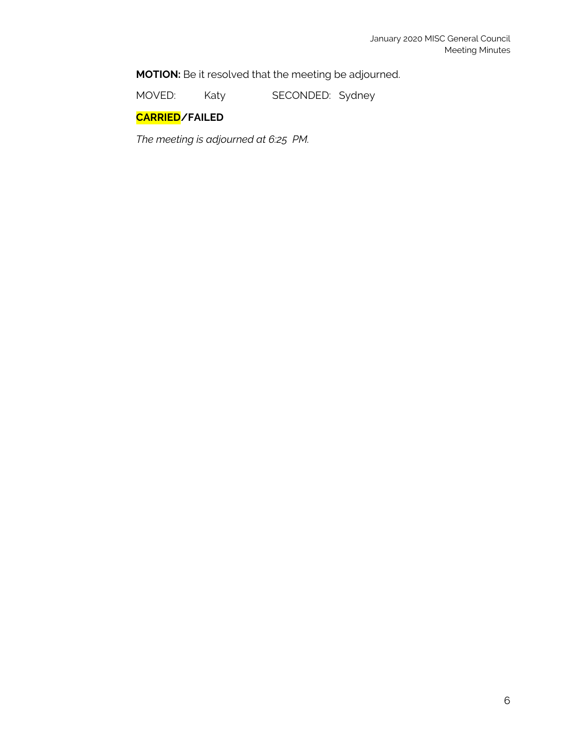**MOTION:** Be it resolved that the meeting be adjourned.

MOVED: Katy SECONDED: Sydney

**CARRIED/FAILED**

*The meeting is adjourned at 6:25 PM.*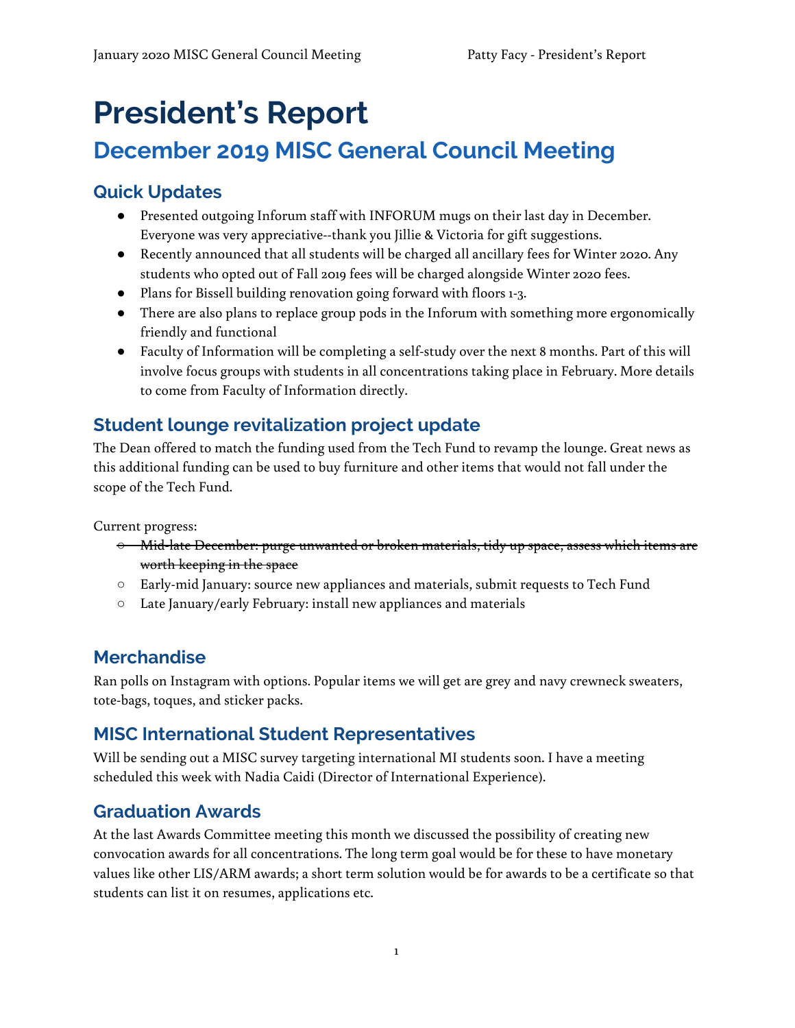# President's Report

## December 2019 MISC General Council Meeting

### Quick Updates

- Presented outgoing Inforum staff with INFORUM mugs on their last day in December. Everyone was very appreciative--thank you Jillie & Victoria for gift suggestions.
- Recently announced that all students will be charged all ancillary fees for Winter 2020. Any students who opted out of Fall 2019 fees will be charged alongside Winter 2020 fees.
- Plans for Bissell building renovation going forward with floors 1-3.
- There are also plans to replace group pods in the Inforum with something more ergonomically friendly and functional
- Faculty of Information will be completing a self-study over the next 8 months. Part of this will involve focus groups with students in all concentrations taking place in February. More details to come from Faculty of Information directly.

### Student lounge revitalization project update

The Dean offered to match the funding used from the Tech Fund to revamp the lounge. Great news as this additional funding can be used to buy furniture and other items that would not fall under the scope of the Tech Fund.

Current progress:

- ~~Mid-late December: purge unwanted or broken materials, tidy up space, assess which items are worth keeping in the space~~
- Early-mid January: source new appliances and materials, submit requests to Tech Fund
- Late January/early February: install new appliances and materials

### Merchandise

Ran polls on Instagram with options. Popular items we will get are grey and navy crewneck sweaters, tote-bags, toques, and sticker packs.

### MISC International Student Representatives

Will be sending out a MISC survey targeting international MI students soon. I have a meeting scheduled this week with Nadia Caidi (Director of International Experience).

### Graduation Awards

At the last Awards Committee meeting this month we discussed the possibility of creating new convocation awards for all concentrations. The long term goal would be for these to have monetary values like other LIS/ARM awards; a short term solution would be for awards to be a certificate so that students can list it on resumes, applications etc.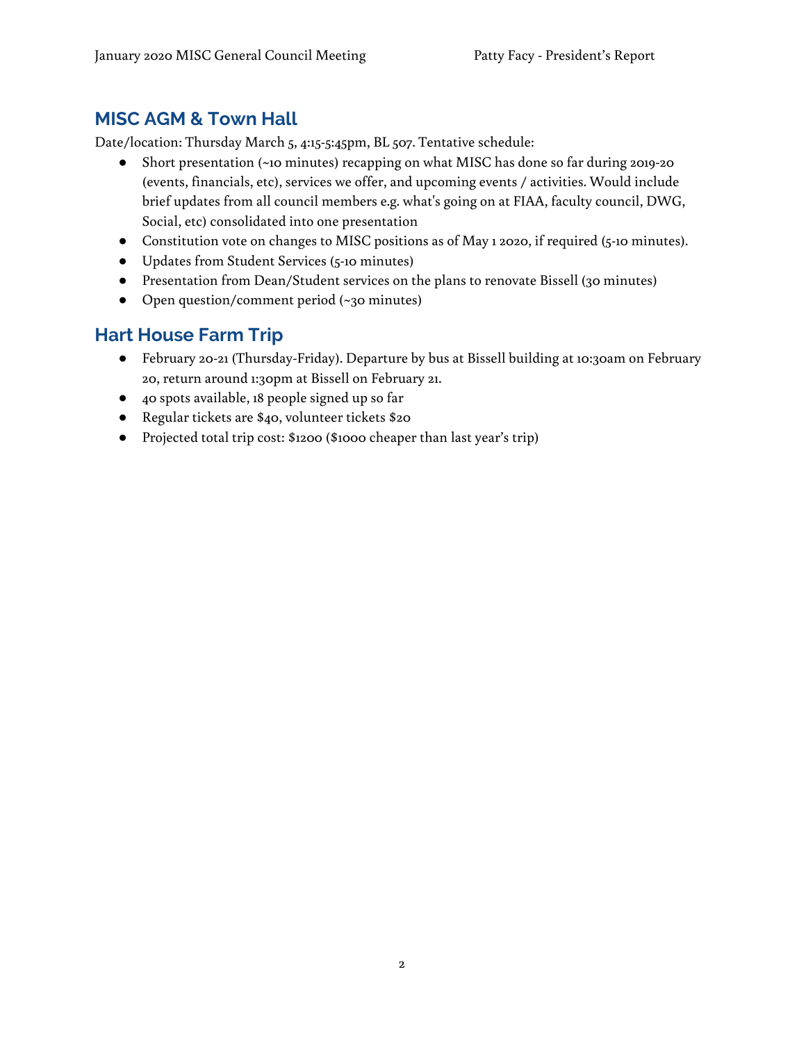## MISC AGM & Town Hall

Date/location: Thursday March 5, 4:15-5:45pm, BL 507. Tentative schedule:

- Short presentation (~10 minutes) recapping on what MISC has done so far during 2019-20 (events, financials, etc), services we offer, and upcoming events / activities. Would include brief updates from all council members e.g. what's going on at FIAA, faculty council, DWG, Social, etc) consolidated into one presentation
- Constitution vote on changes to MISC positions as of May 1 2020, if required (5-10 minutes).
- Updates from Student Services (5-10 minutes)
- Presentation from Dean/Student services on the plans to renovate Bissell (30 minutes)
- Open question/comment period (~30 minutes)

## Hart House Farm Trip

- February 20-21 (Thursday-Friday). Departure by bus at Bissell building at 10:30am on February 20, return around 1:30pm at Bissell on February 21.
- 40 spots available, 18 people signed up so far
- Regular tickets are $40, volunteer tickets $20
- Projected total trip cost: $1200 ($1000 cheaper than last year's trip)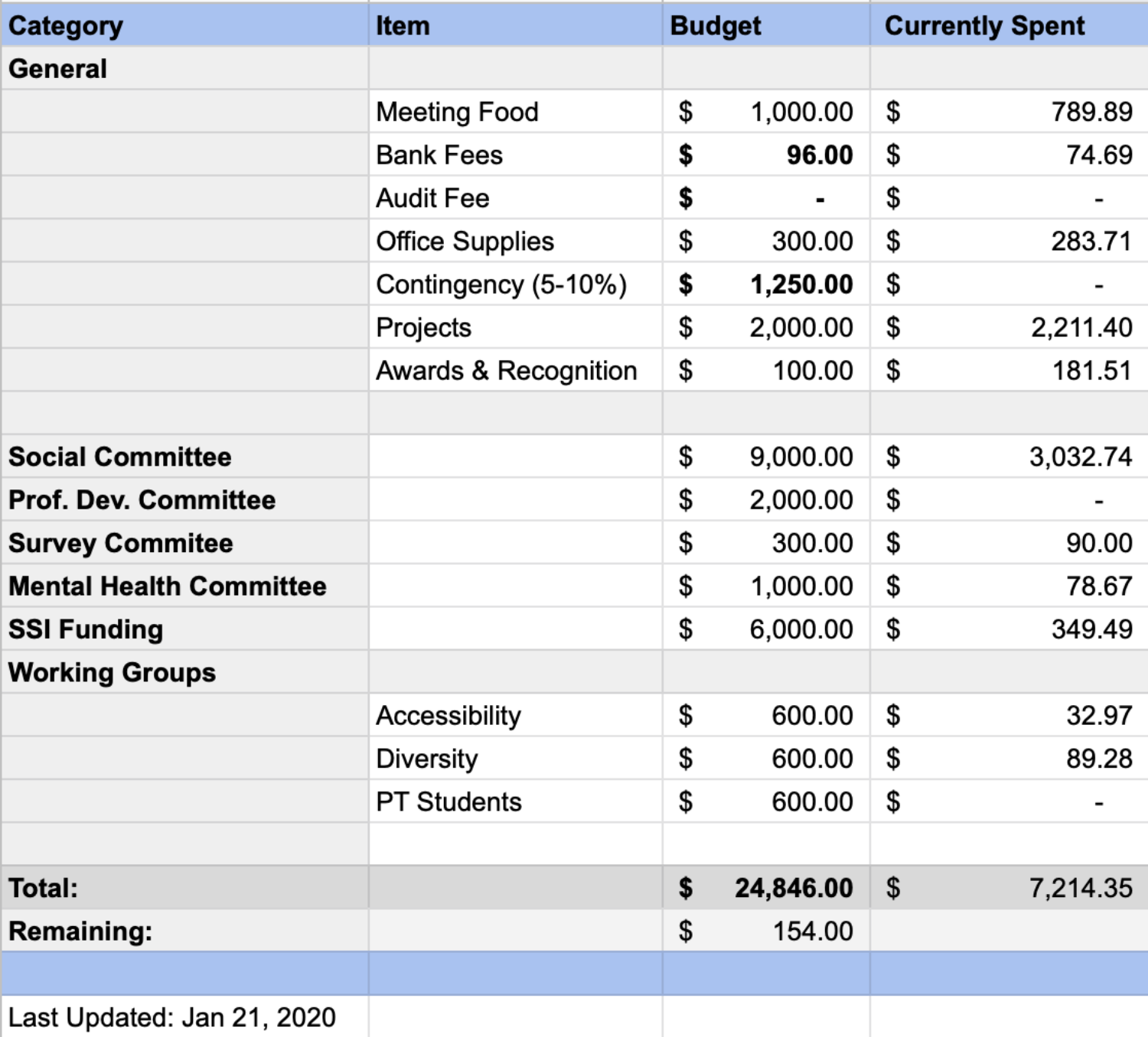| Category | Item | Budget | Currently Spent |
|---|---|---|---|
| **General** | | | |
| | Meeting Food | $ 1,000.00 | $ 789.89 |
| | Bank Fees | **$ 96.00** | $ 74.69 |
| | Audit Fee | **$ -** | $ - |
| | Office Supplies | $ 300.00 | $ 283.71 |
| | Contingency (5-10%) | **$ 1,250.00** | $ - |
| | Projects | $ 2,000.00 | $ 2,211.40 |
| | Awards & Recognition | $ 100.00 | $ 181.51 |
| | | | |
| **Social Committee** | | $ 9,000.00 | $ 3,032.74 |
| **Prof. Dev. Committee** | | $ 2,000.00 | $ - |
| **Survey Commitee** | | $ 300.00 | $ 90.00 |
| **Mental Health Committee** | | $ 1,000.00 | $ 78.67 |
| **SSI Funding** | | $ 6,000.00 | $ 349.49 |
| **Working Groups** | | | |
| | Accessibility | $ 600.00 | $ 32.97 |
| | Diversity | $ 600.00 | $ 89.28 |
| | PT Students | $ 600.00 | $ - |
| | | | |
| **Total:** | | **$ 24,846.00** | $ 7,214.35 |
| **Remaining:** | | $ 154.00 | |
| | | | |
| Last Updated: Jan 21, 2020 | | | |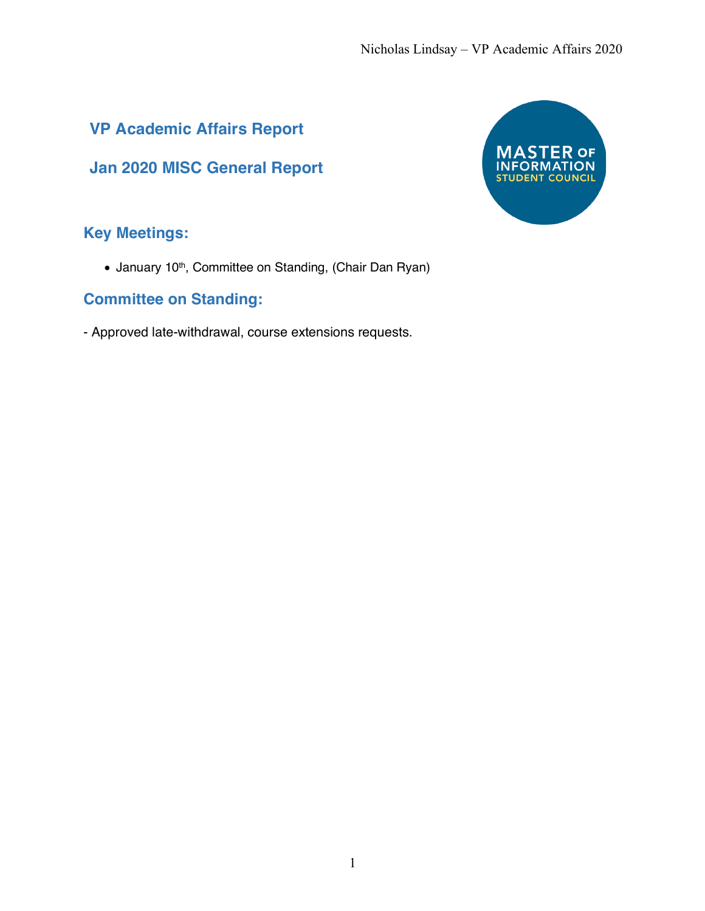## VP Academic Affairs Report

## Jan 2020 MISC General Report

### Key Meetings:

- January 10th, Committee on Standing, (Chair Dan Ryan)

### Committee on Standing:

- Approved late-withdrawal, course extensions requests.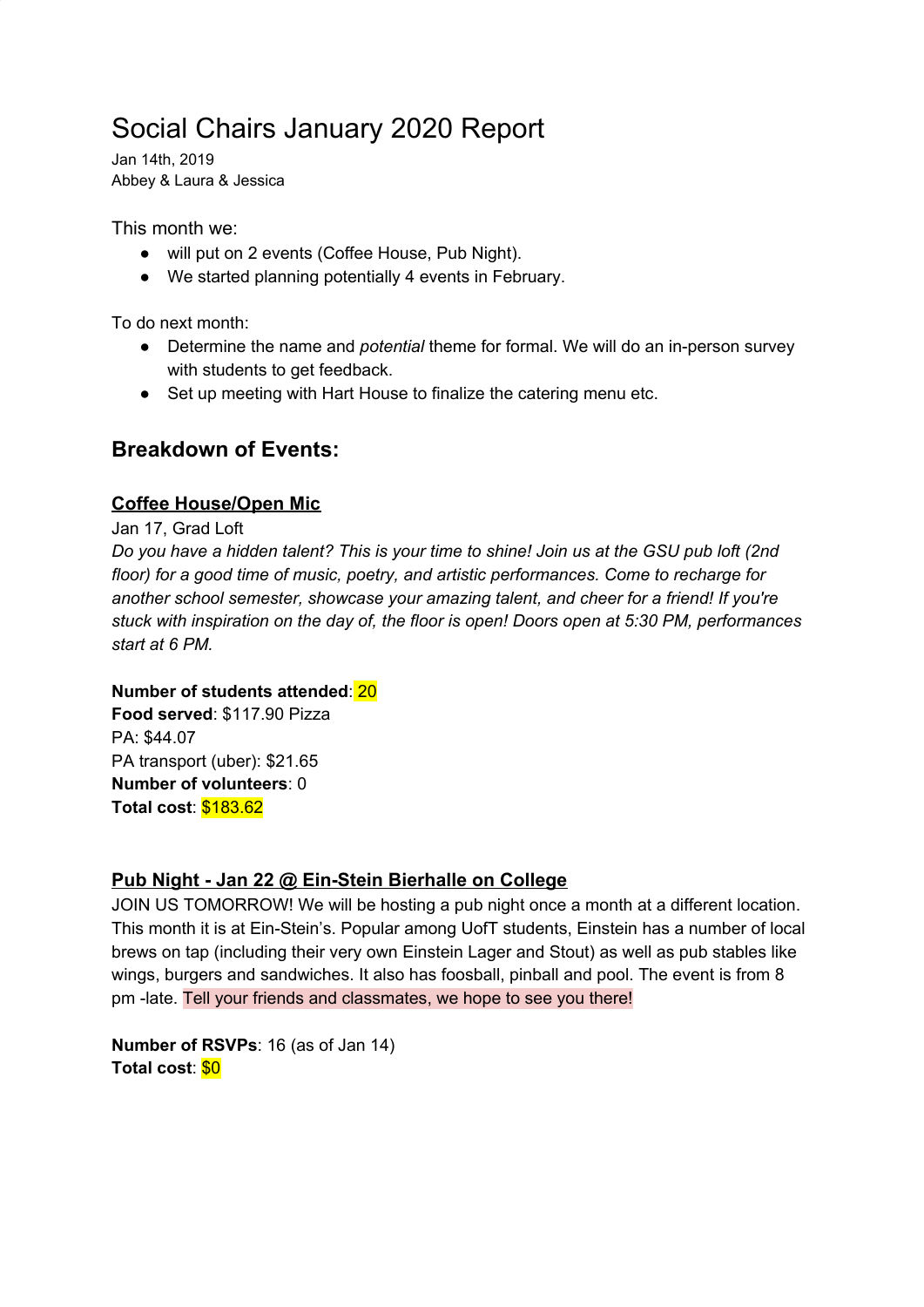# Social Chairs January 2020 Report

Jan 14th, 2019
Abbey & Laura & Jessica

This month we:

- will put on 2 events (Coffee House, Pub Night).
- We started planning potentially 4 events in February.

To do next month:

- Determine the name and *potential* theme for formal. We will do an in-person survey with students to get feedback.
- Set up meeting with Hart House to finalize the catering menu etc.

## Breakdown of Events:

### Coffee House/Open Mic

Jan 17, Grad Loft

*Do you have a hidden talent? This is your time to shine! Join us at the GSU pub loft (2nd floor) for a good time of music, poetry, and artistic performances. Come to recharge for another school semester, showcase your amazing talent, and cheer for a friend! If you're stuck with inspiration on the day of, the floor is open! Doors open at 5:30 PM, performances start at 6 PM.*

**Number of students attended**: 20
**Food served**: $117.90 Pizza
PA: $44.07
PA transport (uber): $21.65
**Number of volunteers**: 0
**Total cost**: $183.62

### Pub Night - Jan 22 @ Ein-Stein Bierhalle on College

JOIN US TOMORROW! We will be hosting a pub night once a month at a different location. This month it is at Ein-Stein's. Popular among UofT students, Einstein has a number of local brews on tap (including their very own Einstein Lager and Stout) as well as pub stables like wings, burgers and sandwiches. It also has foosball, pinball and pool. The event is from 8 pm -late. Tell your friends and classmates, we hope to see you there!

**Number of RSVPs**: 16 (as of Jan 14)
**Total cost**: $0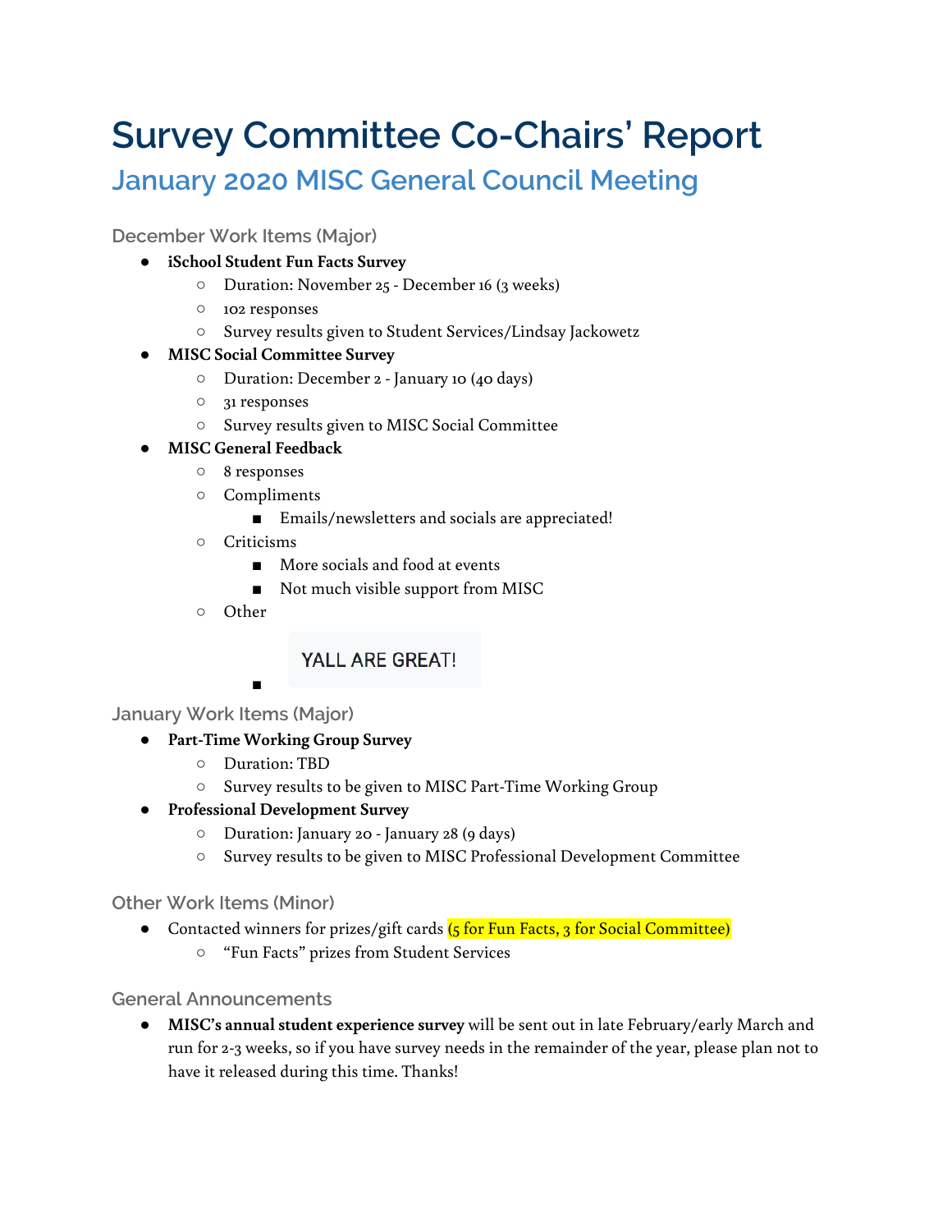# Survey Committee Co-Chairs' Report

## January 2020 MISC General Council Meeting

### December Work Items (Major)

- **iSchool Student Fun Facts Survey**
  - Duration: November 25 - December 16 (3 weeks)
  - 102 responses
  - Survey results given to Student Services/Lindsay Jackowetz
- **MISC Social Committee Survey**
  - Duration: December 2 - January 10 (40 days)
  - 31 responses
  - Survey results given to MISC Social Committee
- **MISC General Feedback**
  - 8 responses
  - Compliments
    - Emails/newsletters and socials are appreciated!
  - Criticisms
    - More socials and food at events
    - Not much visible support from MISC
  - Other
    - YALL ARE GREAT!

### January Work Items (Major)

- **Part-Time Working Group Survey**
  - Duration: TBD
  - Survey results to be given to MISC Part-Time Working Group
- **Professional Development Survey**
  - Duration: January 20 - January 28 (9 days)
  - Survey results to be given to MISC Professional Development Committee

### Other Work Items (Minor)

- Contacted winners for prizes/gift cards (5 for Fun Facts, 3 for Social Committee)
  - "Fun Facts" prizes from Student Services

### General Announcements

- **MISC's annual student experience survey** will be sent out in late February/early March and run for 2-3 weeks, so if you have survey needs in the remainder of the year, please plan not to have it released during this time. Thanks!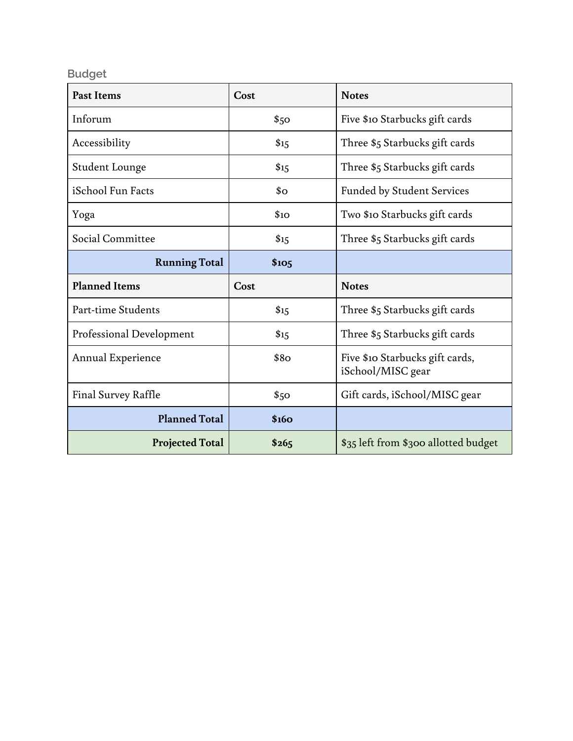## Budget

| Past Items | Cost | Notes |
| --- | --- | --- |
| Inforum | $50 | Five $10 Starbucks gift cards |
| Accessibility | $15 | Three $5 Starbucks gift cards |
| Student Lounge | $15 | Three $5 Starbucks gift cards |
| iSchool Fun Facts | $0 | Funded by Student Services |
| Yoga | $10 | Two $10 Starbucks gift cards |
| Social Committee | $15 | Three $5 Starbucks gift cards |
| **Running Total** | **$105** | |
| **Planned Items** | **Cost** | **Notes** |
| Part-time Students | $15 | Three $5 Starbucks gift cards |
| Professional Development | $15 | Three $5 Starbucks gift cards |
| Annual Experience | $80 | Five $10 Starbucks gift cards, iSchool/MISC gear |
| Final Survey Raffle | $50 | Gift cards, iSchool/MISC gear |
| **Planned Total** | **$160** | |
| **Projected Total** | **$265** | $35 left from $300 allotted budget |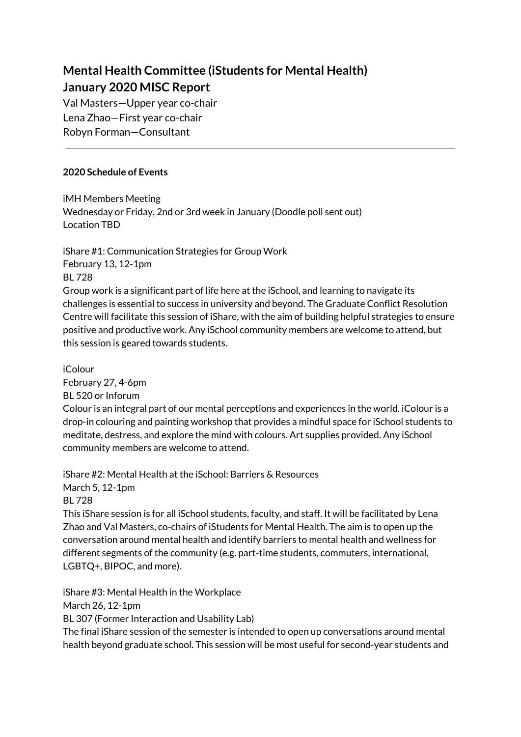# Mental Health Committee (iStudents for Mental Health)
# January 2020 MISC Report

Val Masters—Upper year co-chair
Lena Zhao—First year co-chair
Robyn Forman—Consultant

---

**2020 Schedule of Events**

iMH Members Meeting
Wednesday or Friday, 2nd or 3rd week in January (Doodle poll sent out)
Location TBD

iShare #1: Communication Strategies for Group Work
February 13, 12-1pm
BL 728
Group work is a significant part of life here at the iSchool, and learning to navigate its challenges is essential to success in university and beyond. The Graduate Conflict Resolution Centre will facilitate this session of iShare, with the aim of building helpful strategies to ensure positive and productive work. Any iSchool community members are welcome to attend, but this session is geared towards students.

iColour
February 27, 4-6pm
BL 520 or Inforum
Colour is an integral part of our mental perceptions and experiences in the world. iColour is a drop-in colouring and painting workshop that provides a mindful space for iSchool students to meditate, destress, and explore the mind with colours. Art supplies provided. Any iSchool community members are welcome to attend.

iShare #2: Mental Health at the iSchool: Barriers & Resources
March 5, 12-1pm
BL 728
This iShare session is for all iSchool students, faculty, and staff. It will be facilitated by Lena Zhao and Val Masters, co-chairs of iStudents for Mental Health. The aim is to open up the conversation around mental health and identify barriers to mental health and wellness for different segments of the community (e.g. part-time students, commuters, international, LGBTQ+, BIPOC, and more).

iShare #3: Mental Health in the Workplace
March 26, 12-1pm
BL 307 (Former Interaction and Usability Lab)
The final iShare session of the semester is intended to open up conversations around mental health beyond graduate school. This session will be most useful for second-year students and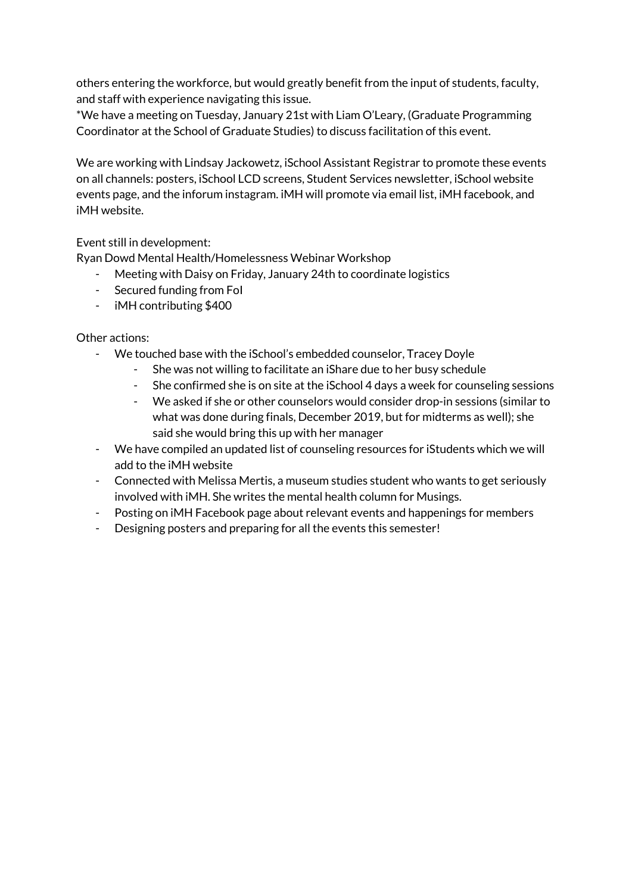others entering the workforce, but would greatly benefit from the input of students, faculty, and staff with experience navigating this issue.
*We have a meeting on Tuesday, January 21st with Liam O'Leary, (Graduate Programming Coordinator at the School of Graduate Studies) to discuss facilitation of this event.

We are working with Lindsay Jackowetz, iSchool Assistant Registrar to promote these events on all channels: posters, iSchool LCD screens, Student Services newsletter, iSchool website events page, and the inforum instagram. iMH will promote via email list, iMH facebook, and iMH website.

Event still in development:
Ryan Dowd Mental Health/Homelessness Webinar Workshop

- Meeting with Daisy on Friday, January 24th to coordinate logistics
- Secured funding from FoI
- iMH contributing $400

Other actions:

- We touched base with the iSchool's embedded counselor, Tracey Doyle
    - She was not willing to facilitate an iShare due to her busy schedule
    - She confirmed she is on site at the iSchool 4 days a week for counseling sessions
    - We asked if she or other counselors would consider drop-in sessions (similar to what was done during finals, December 2019, but for midterms as well); she said she would bring this up with her manager
- We have compiled an updated list of counseling resources for iStudents which we will add to the iMH website
- Connected with Melissa Mertis, a museum studies student who wants to get seriously involved with iMH. She writes the mental health column for Musings.
- Posting on iMH Facebook page about relevant events and happenings for members
- Designing posters and preparing for all the events this semester!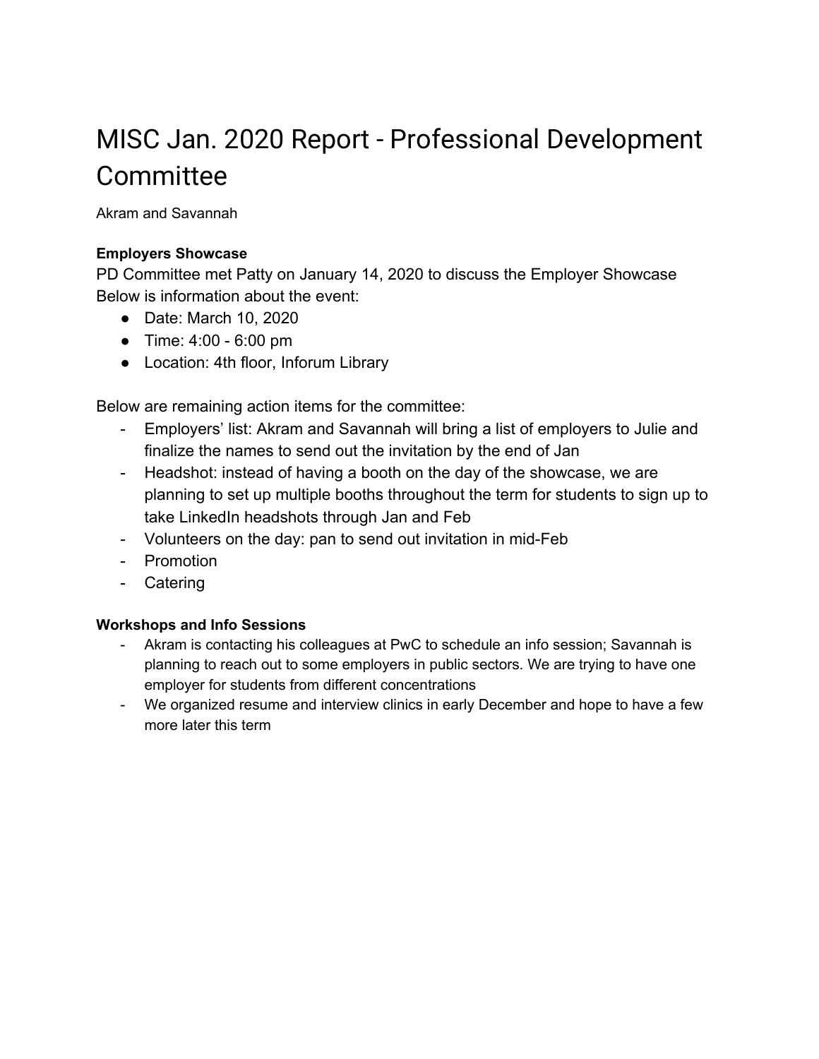# MISC Jan. 2020 Report - Professional Development Committee

Akram and Savannah

**Employers Showcase**

PD Committee met Patty on January 14, 2020 to discuss the Employer Showcase
Below is information about the event:

- Date: March 10, 2020
- Time: 4:00 - 6:00 pm
- Location: 4th floor, Inforum Library

Below are remaining action items for the committee:

- Employers' list: Akram and Savannah will bring a list of employers to Julie and finalize the names to send out the invitation by the end of Jan
- Headshot: instead of having a booth on the day of the showcase, we are planning to set up multiple booths throughout the term for students to sign up to take LinkedIn headshots through Jan and Feb
- Volunteers on the day: pan to send out invitation in mid-Feb
- Promotion
- Catering

**Workshops and Info Sessions**

- Akram is contacting his colleagues at PwC to schedule an info session; Savannah is planning to reach out to some employers in public sectors. We are trying to have one employer for students from different concentrations
- We organized resume and interview clinics in early December and hope to have a few more later this term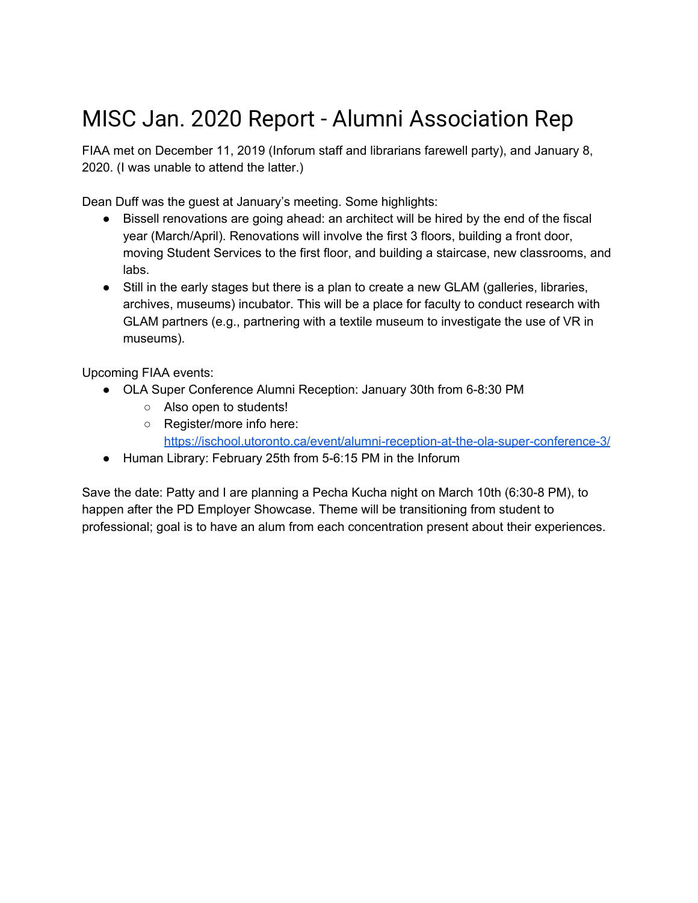# MISC Jan. 2020 Report - Alumni Association Rep

FIAA met on December 11, 2019 (Inforum staff and librarians farewell party), and January 8, 2020. (I was unable to attend the latter.)

Dean Duff was the guest at January's meeting. Some highlights:

- Bissell renovations are going ahead: an architect will be hired by the end of the fiscal year (March/April). Renovations will involve the first 3 floors, building a front door, moving Student Services to the first floor, and building a staircase, new classrooms, and labs.
- Still in the early stages but there is a plan to create a new GLAM (galleries, libraries, archives, museums) incubator. This will be a place for faculty to conduct research with GLAM partners (e.g., partnering with a textile museum to investigate the use of VR in museums).

Upcoming FIAA events:

- OLA Super Conference Alumni Reception: January 30th from 6-8:30 PM
  - Also open to students!
  - Register/more info here: https://ischool.utoronto.ca/event/alumni-reception-at-the-ola-super-conference-3/
- Human Library: February 25th from 5-6:15 PM in the Inforum

Save the date: Patty and I are planning a Pecha Kucha night on March 10th (6:30-8 PM), to happen after the PD Employer Showcase. Theme will be transitioning from student to professional; goal is to have an alum from each concentration present about their experiences.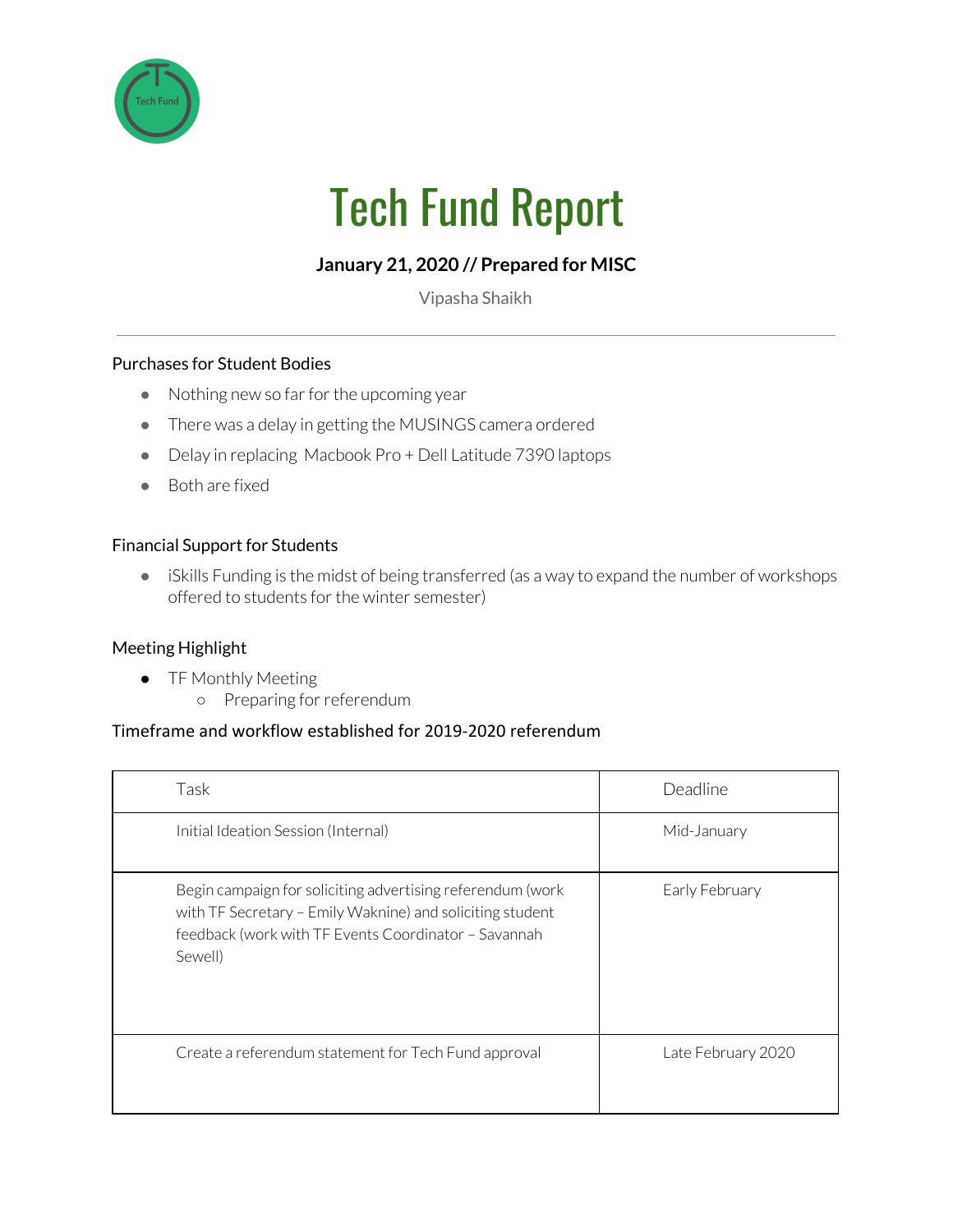# Tech Fund Report

**January 21, 2020 // Prepared for MISC**

Vipasha Shaikh

---

### Purchases for Student Bodies

- Nothing new so far for the upcoming year
- There was a delay in getting the MUSINGS camera ordered
- Delay in replacing  Macbook Pro + Dell Latitude 7390 laptops
- Both are fixed

### Financial Support for Students

- iSkills Funding is the midst of being transferred (as a way to expand the number of workshops offered to students for the winter semester)

### Meeting Highlight

- TF Monthly Meeting
  - Preparing for referendum

### Timeframe and workflow established for 2019-2020 referendum

| Task | Deadline |
|---|---|
| Initial Ideation Session (Internal) | Mid-January |
| Begin campaign for soliciting advertising referendum (work with TF Secretary – Emily Waknine) and soliciting student feedback (work with TF Events Coordinator – Savannah Sewell) | Early February |
| Create a referendum statement for Tech Fund approval | Late February 2020 |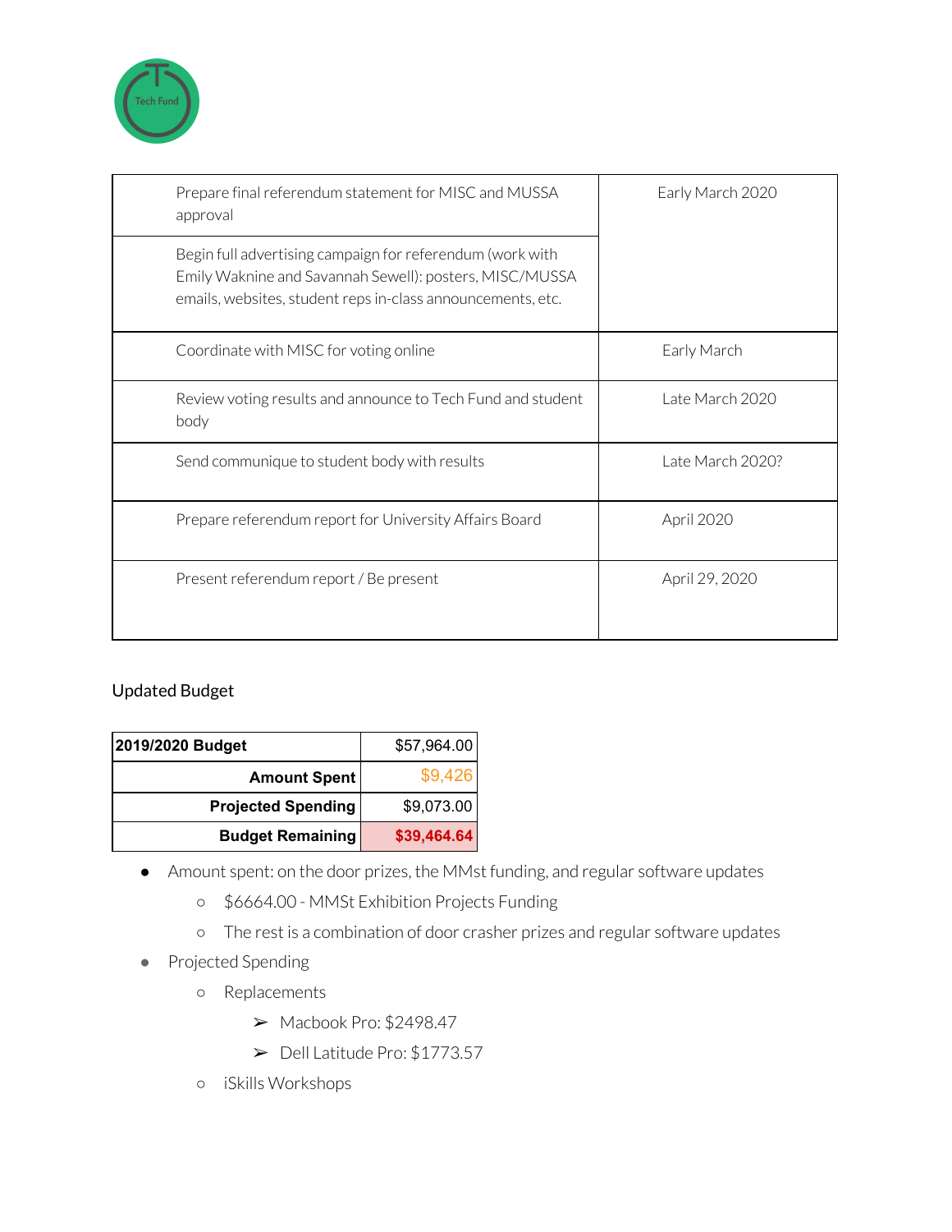| | |
|---|---|
| Prepare final referendum statement for MISC and MUSSA approval | Early March 2020 |
| Begin full advertising campaign for referendum (work with Emily Waknine and Savannah Sewell): posters, MISC/MUSSA emails, websites, student reps in-class announcements, etc. | |
| Coordinate with MISC for voting online | Early March |
| Review voting results and announce to Tech Fund and student body | Late March 2020 |
| Send communique to student body with results | Late March 2020? |
| Prepare referendum report for University Affairs Board | April 2020 |
| Present referendum report / Be present | April 29, 2020 |

Updated Budget

| **2019/2020 Budget** | $57,964.00 |
|---|---|
| **Amount Spent** | $9,426 |
| **Projected Spending** | $9,073.00 |
| **Budget Remaining** | **$39,464.64** |

- Amount spent: on the door prizes, the MMst funding, and regular software updates
  - $6664.00 - MMSt Exhibition Projects Funding
  - The rest is a combination of door crasher prizes and regular software updates
- Projected Spending
  - Replacements
    - Macbook Pro: $2498.47
    - Dell Latitude Pro: $1773.57
  - iSkills Workshops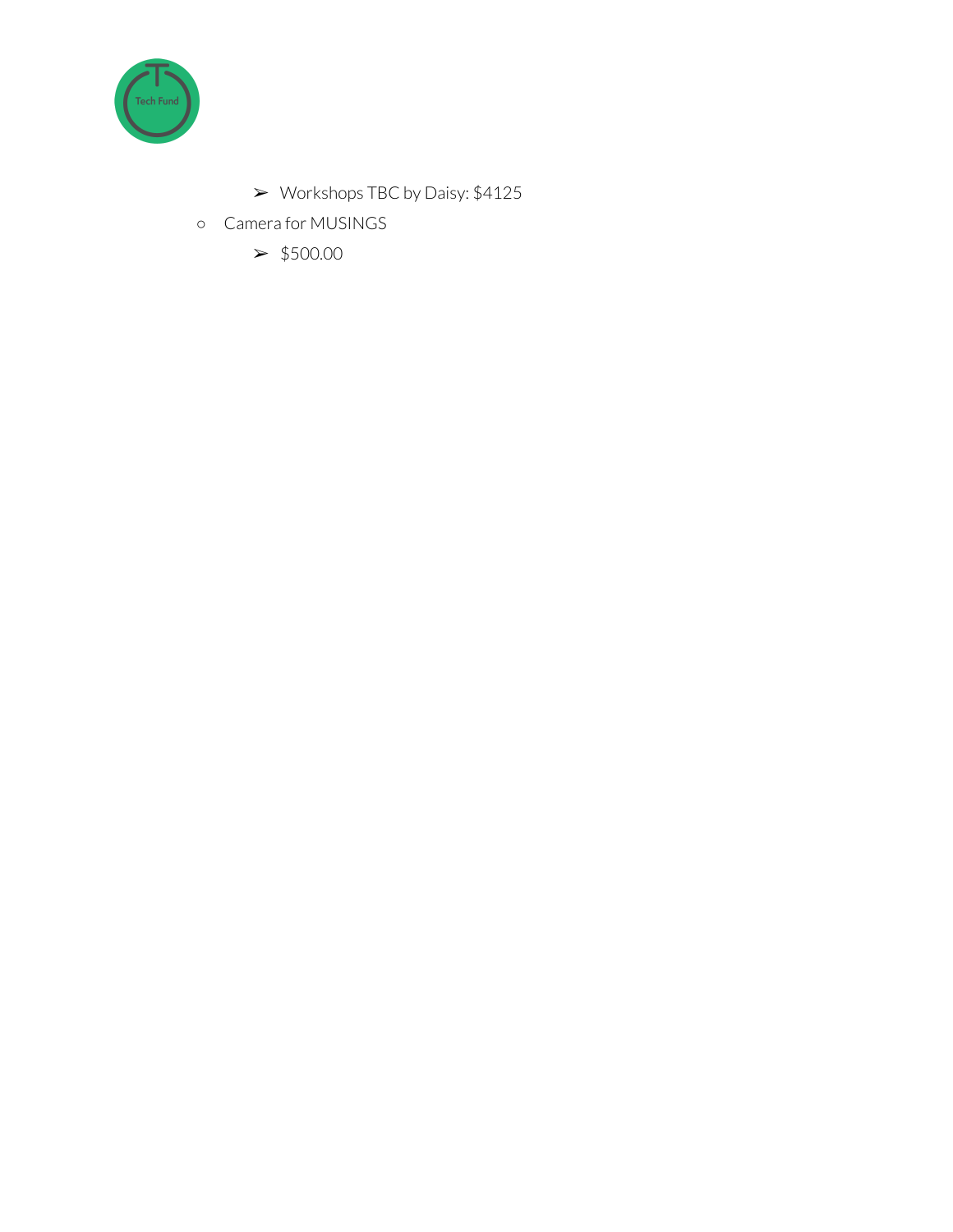- Workshops TBC by Daisy: $4125
  - Camera for MUSINGS
    - $500.00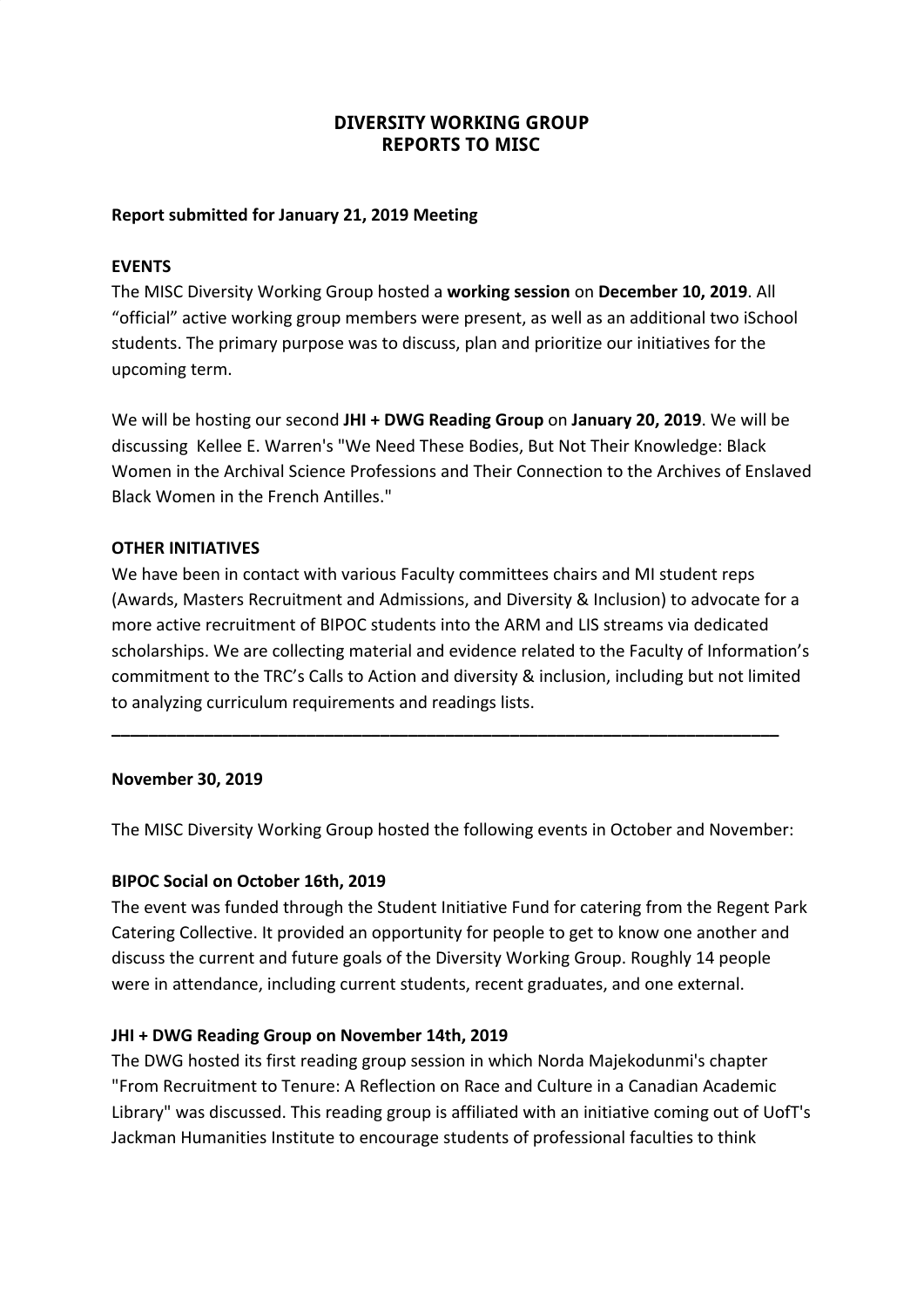# DIVERSITY WORKING GROUP
# REPORTS TO MISC

**Report submitted for January 21, 2019 Meeting**

**EVENTS**

The MISC Diversity Working Group hosted a **working session** on **December 10, 2019**. All "official" active working group members were present, as well as an additional two iSchool students. The primary purpose was to discuss, plan and prioritize our initiatives for the upcoming term.

We will be hosting our second **JHI + DWG Reading Group** on **January 20, 2019**. We will be discussing Kellee E. Warren's "We Need These Bodies, But Not Their Knowledge: Black Women in the Archival Science Professions and Their Connection to the Archives of Enslaved Black Women in the French Antilles."

**OTHER INITIATIVES**

We have been in contact with various Faculty committees chairs and MI student reps (Awards, Masters Recruitment and Admissions, and Diversity & Inclusion) to advocate for a more active recruitment of BIPOC students into the ARM and LIS streams via dedicated scholarships. We are collecting material and evidence related to the Faculty of Information's commitment to the TRC's Calls to Action and diversity & inclusion, including but not limited to analyzing curriculum requirements and readings lists.

---

**November 30, 2019**

The MISC Diversity Working Group hosted the following events in October and November:

**BIPOC Social on October 16th, 2019**

The event was funded through the Student Initiative Fund for catering from the Regent Park Catering Collective. It provided an opportunity for people to get to know one another and discuss the current and future goals of the Diversity Working Group. Roughly 14 people were in attendance, including current students, recent graduates, and one external.

**JHI + DWG Reading Group on November 14th, 2019**

The DWG hosted its first reading group session in which Norda Majekodunmi's chapter "From Recruitment to Tenure: A Reflection on Race and Culture in a Canadian Academic Library" was discussed. This reading group is affiliated with an initiative coming out of UofT's Jackman Humanities Institute to encourage students of professional faculties to think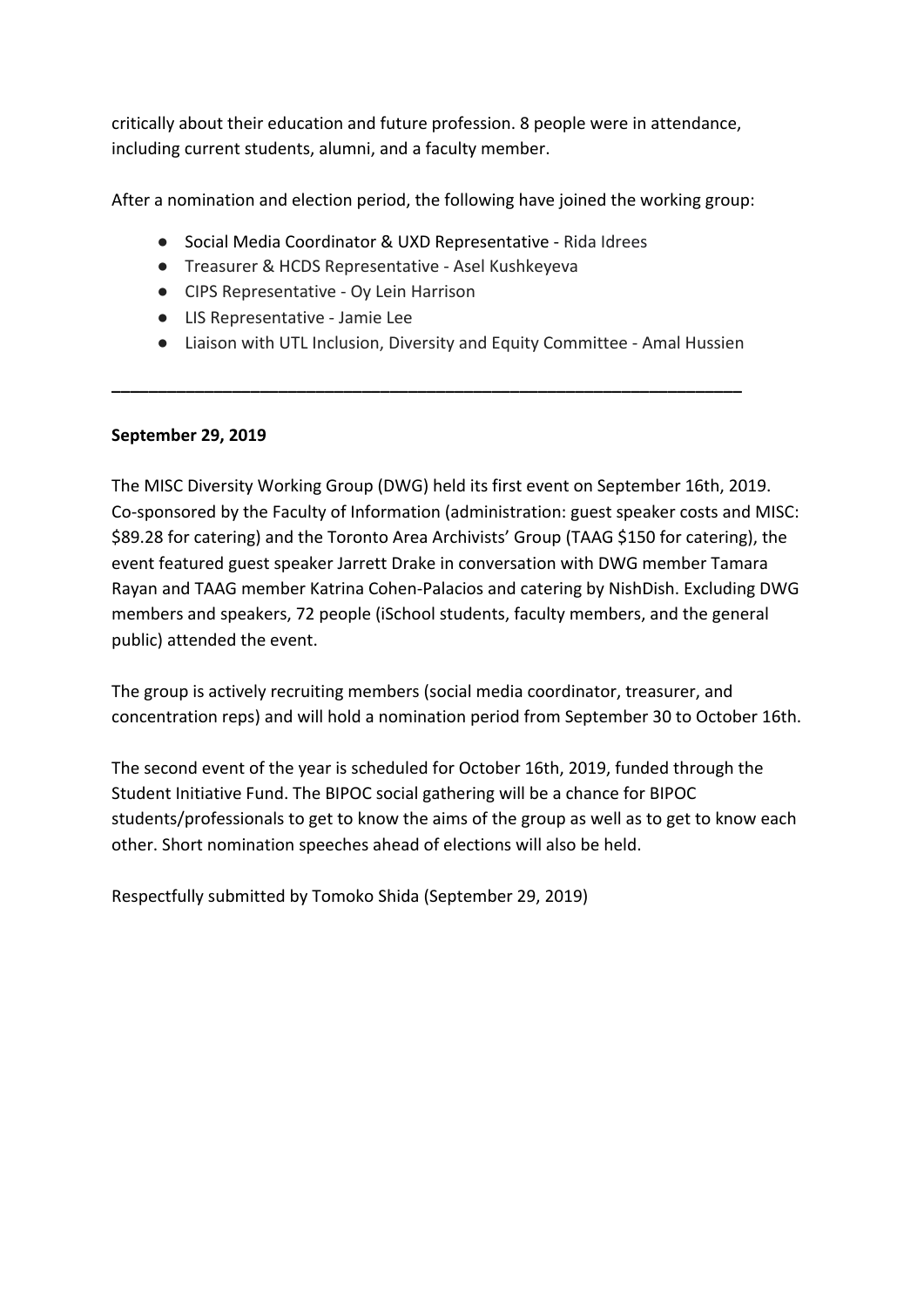critically about their education and future profession. 8 people were in attendance, including current students, alumni, and a faculty member.

After a nomination and election period, the following have joined the working group:

- Social Media Coordinator & UXD Representative - Rida Idrees
- Treasurer & HCDS Representative - Asel Kushkeyeva
- CIPS Representative - Oy Lein Harrison
- LIS Representative - Jamie Lee
- Liaison with UTL Inclusion, Diversity and Equity Committee - Amal Hussien

---

**September 29, 2019**

The MISC Diversity Working Group (DWG) held its first event on September 16th, 2019. Co-sponsored by the Faculty of Information (administration: guest speaker costs and MISC: $89.28 for catering) and the Toronto Area Archivists' Group (TAAG $150 for catering), the event featured guest speaker Jarrett Drake in conversation with DWG member Tamara Rayan and TAAG member Katrina Cohen-Palacios and catering by NishDish. Excluding DWG members and speakers, 72 people (iSchool students, faculty members, and the general public) attended the event.

The group is actively recruiting members (social media coordinator, treasurer, and concentration reps) and will hold a nomination period from September 30 to October 16th.

The second event of the year is scheduled for October 16th, 2019, funded through the Student Initiative Fund. The BIPOC social gathering will be a chance for BIPOC students/professionals to get to know the aims of the group as well as to get to know each other. Short nomination speeches ahead of elections will also be held.

Respectfully submitted by Tomoko Shida (September 29, 2019)